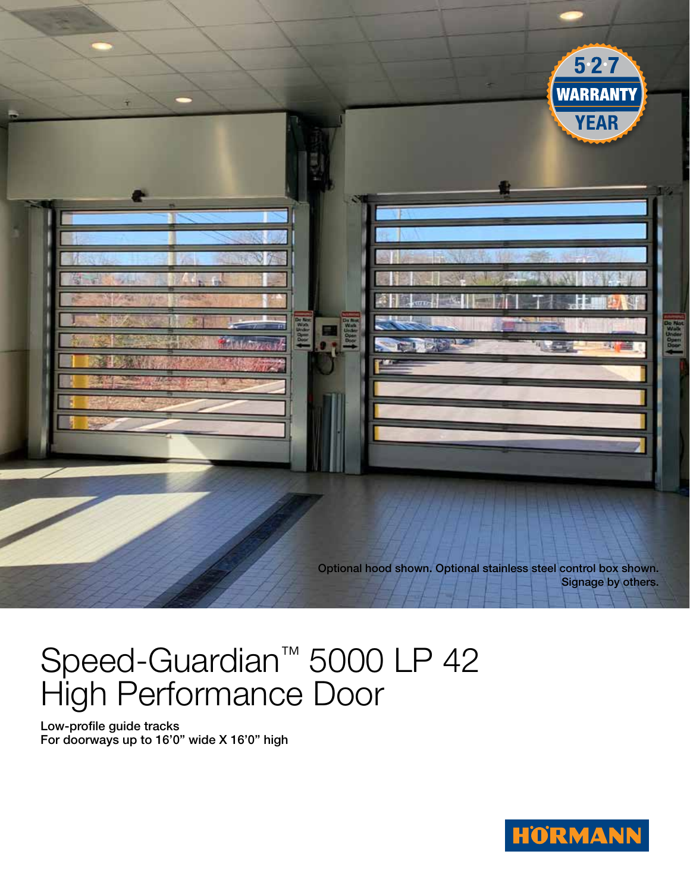5·2·7 WARRANTY YEAR

Optional hood shown. Optional stainless steel control box shown.
Signage by others.

# Speed-Guardian™ 5000 LP 42 High Performance Door

**Low-profile guide tracks**
**For doorways up to 16'0" wide X 16'0" high**

HÖRMANN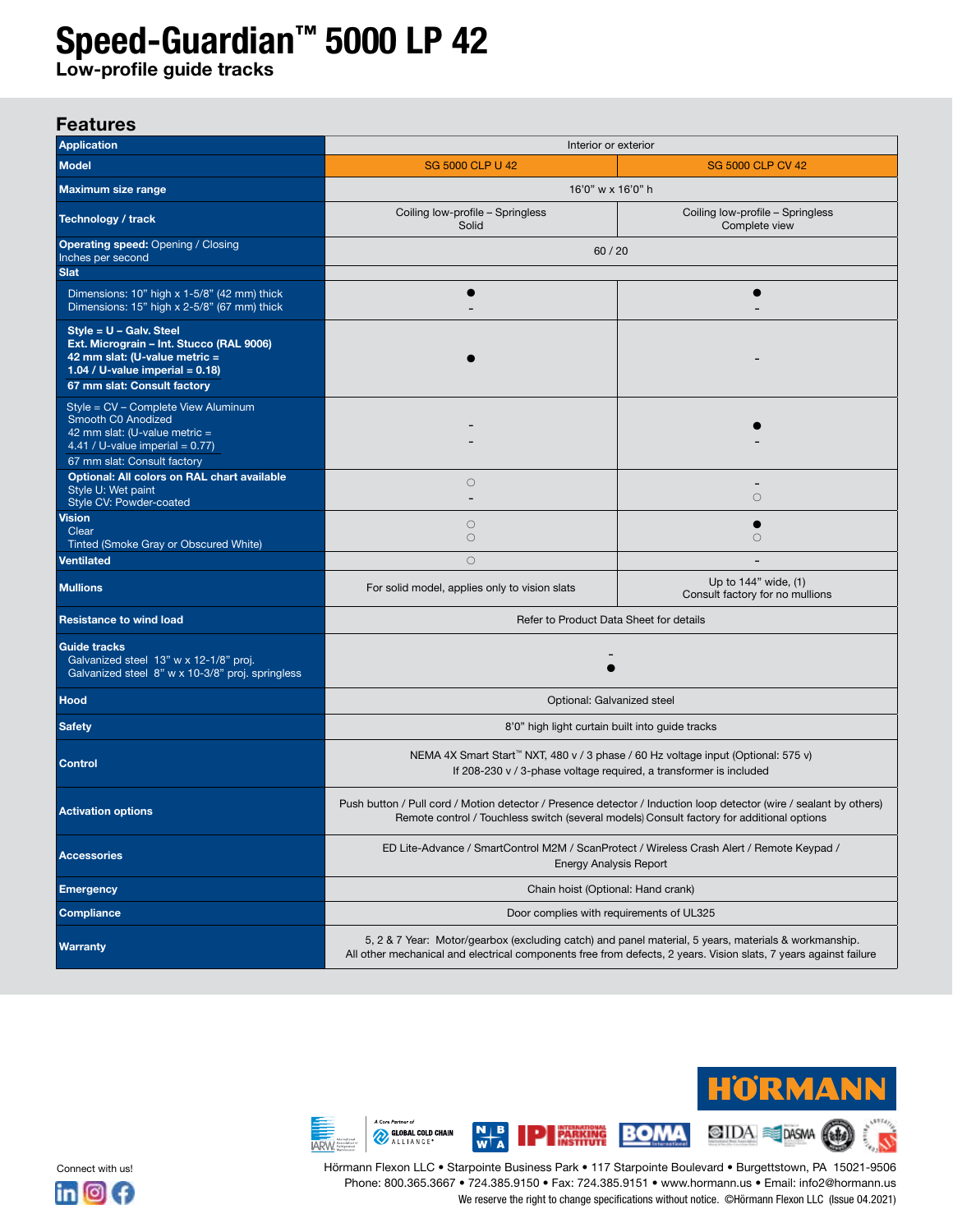# Speed-Guardian™ 5000 LP 42

## Low-profile guide tracks

## Features

| | | |
|---|---|---|
| **Application** | Interior or exterior | |
| **Model** | SG 5000 CLP U 42 | SG 5000 CLP CV 42 |
| **Maximum size range** | 16'0" w x 16'0" h | |
| **Technology / track** | Coiling low-profile – Springless<br>Solid | Coiling low-profile – Springless<br>Complete view |
| **Operating speed:** Opening / Closing<br>Inches per second | 60 / 20 | |
| **Slat** | | |
| Dimensions: 10" high x 1-5/8" (42 mm) thick<br>Dimensions: 15" high x 2-5/8" (67 mm) thick | ●<br>- | ●<br>- |
| **Style = U – Galv. Steel**<br>**Ext. Micrograin – Int. Stucco (RAL 9006)**<br>**42 mm slat: (U-value metric = 1.04 / U-value imperial = 0.18)**<br>**67 mm slat: Consult factory** | ● | - |
| Style = CV – Complete View Aluminum<br>Smooth C0 Anodized<br>42 mm slat: (U-value metric = 4.41 / U-value imperial = 0.77)<br>67 mm slat: Consult factory | -<br>- | ●<br>- |
| **Optional: All colors on RAL chart available**<br>Style U: Wet paint<br>Style CV: Powder-coated | ○<br>- | -<br>○ |
| **Vision**<br>Clear<br>Tinted (Smoke Gray or Obscured White) | ○<br>○ | ●<br>○ |
| **Ventilated** | ○ | - |
| **Mullions** | For solid model, applies only to vision slats | Up to 144" wide, (1)<br>Consult factory for no mullions |
| **Resistance to wind load** | Refer to Product Data Sheet for details | |
| **Guide tracks**<br>Galvanized steel 13" w x 12-1/8" proj.<br>Galvanized steel 8" w x 10-3/8" proj. springless | -<br>● | |
| **Hood** | Optional: Galvanized steel | |
| **Safety** | 8'0" high light curtain built into guide tracks | |
| **Control** | NEMA 4X Smart Start™ NXT, 480 v / 3 phase / 60 Hz voltage input (Optional: 575 v)<br>If 208-230 v / 3-phase voltage required, a transformer is included | |
| **Activation options** | Push button / Pull cord / Motion detector / Presence detector / Induction loop detector (wire / sealant by others)<br>Remote control / Touchless switch (several models) Consult factory for additional options | |
| **Accessories** | ED Lite-Advance / SmartControl M2M / ScanProtect / Wireless Crash Alert / Remote Keypad / Energy Analysis Report | |
| **Emergency** | Chain hoist (Optional: Hand crank) | |
| **Compliance** | Door complies with requirements of UL325 | |
| **Warranty** | 5, 2 & 7 Year: Motor/gearbox (excluding catch) and panel material, 5 years, materials & workmanship.<br>All other mechanical and electrical components free from defects, 2 years. Vision slats, 7 years against failure | |

HÖRMANN

Connect with us!

Hörmann Flexon LLC • Starpointe Business Park • 117 Starpointe Boulevard • Burgettstown, PA 15021-9506
Phone: 800.365.3667 • 724.385.9150 • Fax: 724.385.9151 • www.hormann.us • Email: info2@hormann.us
We reserve the right to change specifications without notice. ©Hörmann Flexon LLC (Issue 04.2021)